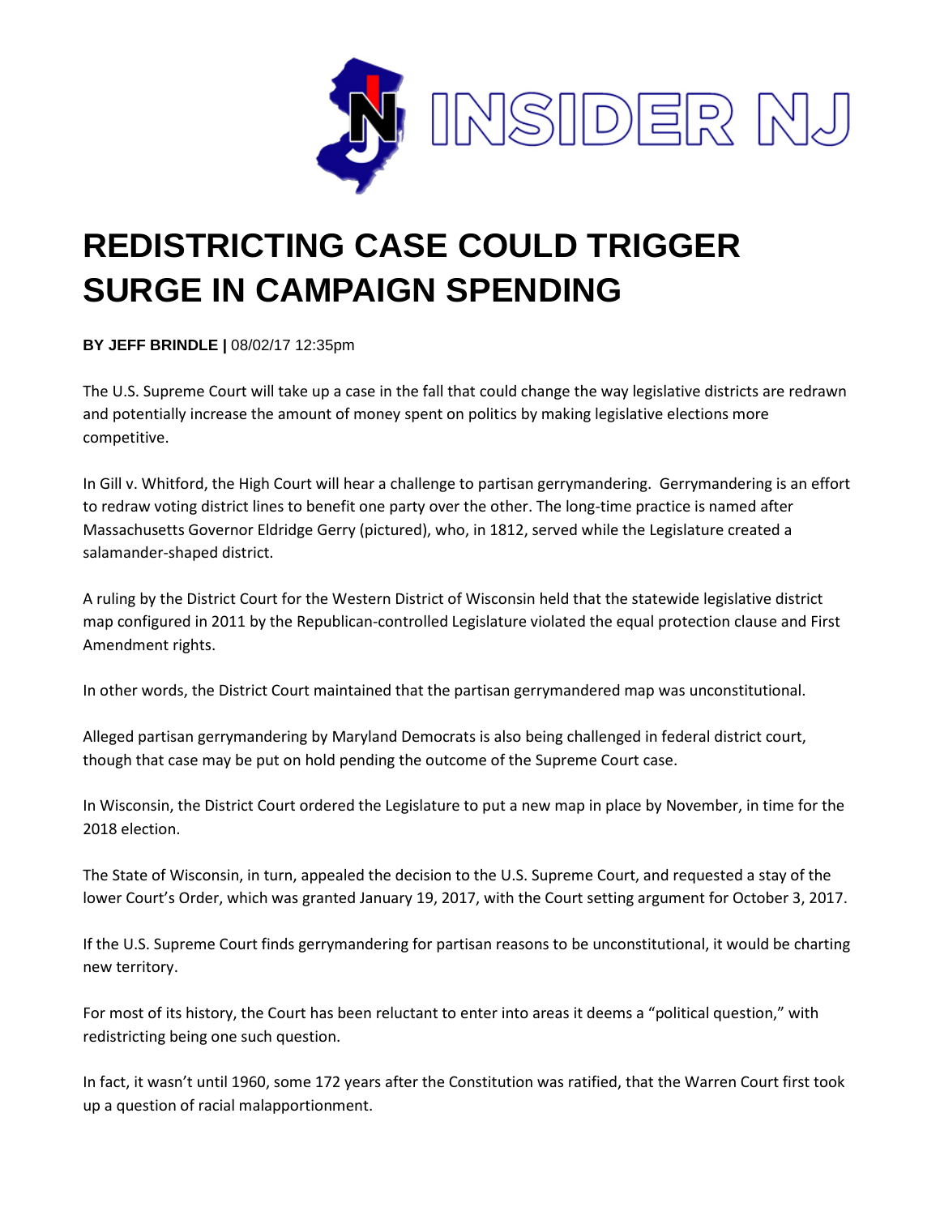INSIDER NJ

# REDISTRICTING CASE COULD TRIGGER SURGE IN CAMPAIGN SPENDING

**BY JEFF BRINDLE |** 08/02/17 12:35pm

The U.S. Supreme Court will take up a case in the fall that could change the way legislative districts are redrawn and potentially increase the amount of money spent on politics by making legislative elections more competitive.

In Gill v. Whitford, the High Court will hear a challenge to partisan gerrymandering. Gerrymandering is an effort to redraw voting district lines to benefit one party over the other. The long-time practice is named after Massachusetts Governor Eldridge Gerry (pictured), who, in 1812, served while the Legislature created a salamander-shaped district.

A ruling by the District Court for the Western District of Wisconsin held that the statewide legislative district map configured in 2011 by the Republican-controlled Legislature violated the equal protection clause and First Amendment rights.

In other words, the District Court maintained that the partisan gerrymandered map was unconstitutional.

Alleged partisan gerrymandering by Maryland Democrats is also being challenged in federal district court, though that case may be put on hold pending the outcome of the Supreme Court case.

In Wisconsin, the District Court ordered the Legislature to put a new map in place by November, in time for the 2018 election.

The State of Wisconsin, in turn, appealed the decision to the U.S. Supreme Court, and requested a stay of the lower Court's Order, which was granted January 19, 2017, with the Court setting argument for October 3, 2017.

If the U.S. Supreme Court finds gerrymandering for partisan reasons to be unconstitutional, it would be charting new territory.

For most of its history, the Court has been reluctant to enter into areas it deems a "political question," with redistricting being one such question.

In fact, it wasn't until 1960, some 172 years after the Constitution was ratified, that the Warren Court first took up a question of racial malapportionment.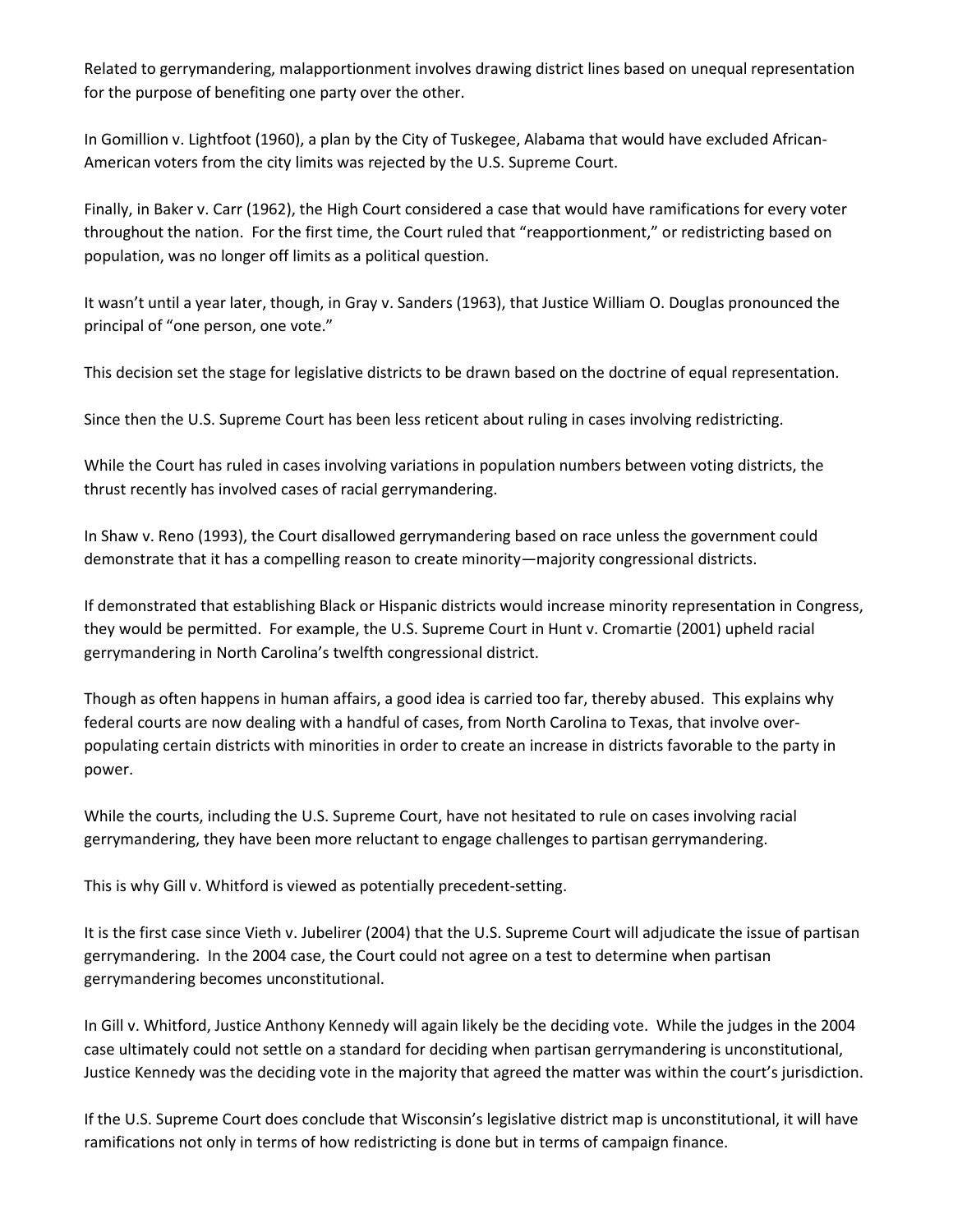Related to gerrymandering, malapportionment involves drawing district lines based on unequal representation for the purpose of benefiting one party over the other.

In Gomillion v. Lightfoot (1960), a plan by the City of Tuskegee, Alabama that would have excluded African-American voters from the city limits was rejected by the U.S. Supreme Court.

Finally, in Baker v. Carr (1962), the High Court considered a case that would have ramifications for every voter throughout the nation. For the first time, the Court ruled that "reapportionment," or redistricting based on population, was no longer off limits as a political question.

It wasn't until a year later, though, in Gray v. Sanders (1963), that Justice William O. Douglas pronounced the principal of "one person, one vote."

This decision set the stage for legislative districts to be drawn based on the doctrine of equal representation.

Since then the U.S. Supreme Court has been less reticent about ruling in cases involving redistricting.

While the Court has ruled in cases involving variations in population numbers between voting districts, the thrust recently has involved cases of racial gerrymandering.

In Shaw v. Reno (1993), the Court disallowed gerrymandering based on race unless the government could demonstrate that it has a compelling reason to create minority—majority congressional districts.

If demonstrated that establishing Black or Hispanic districts would increase minority representation in Congress, they would be permitted. For example, the U.S. Supreme Court in Hunt v. Cromartie (2001) upheld racial gerrymandering in North Carolina's twelfth congressional district.

Though as often happens in human affairs, a good idea is carried too far, thereby abused. This explains why federal courts are now dealing with a handful of cases, from North Carolina to Texas, that involve over-populating certain districts with minorities in order to create an increase in districts favorable to the party in power.

While the courts, including the U.S. Supreme Court, have not hesitated to rule on cases involving racial gerrymandering, they have been more reluctant to engage challenges to partisan gerrymandering.

This is why Gill v. Whitford is viewed as potentially precedent-setting.

It is the first case since Vieth v. Jubelirer (2004) that the U.S. Supreme Court will adjudicate the issue of partisan gerrymandering. In the 2004 case, the Court could not agree on a test to determine when partisan gerrymandering becomes unconstitutional.

In Gill v. Whitford, Justice Anthony Kennedy will again likely be the deciding vote. While the judges in the 2004 case ultimately could not settle on a standard for deciding when partisan gerrymandering is unconstitutional, Justice Kennedy was the deciding vote in the majority that agreed the matter was within the court's jurisdiction.

If the U.S. Supreme Court does conclude that Wisconsin's legislative district map is unconstitutional, it will have ramifications not only in terms of how redistricting is done but in terms of campaign finance.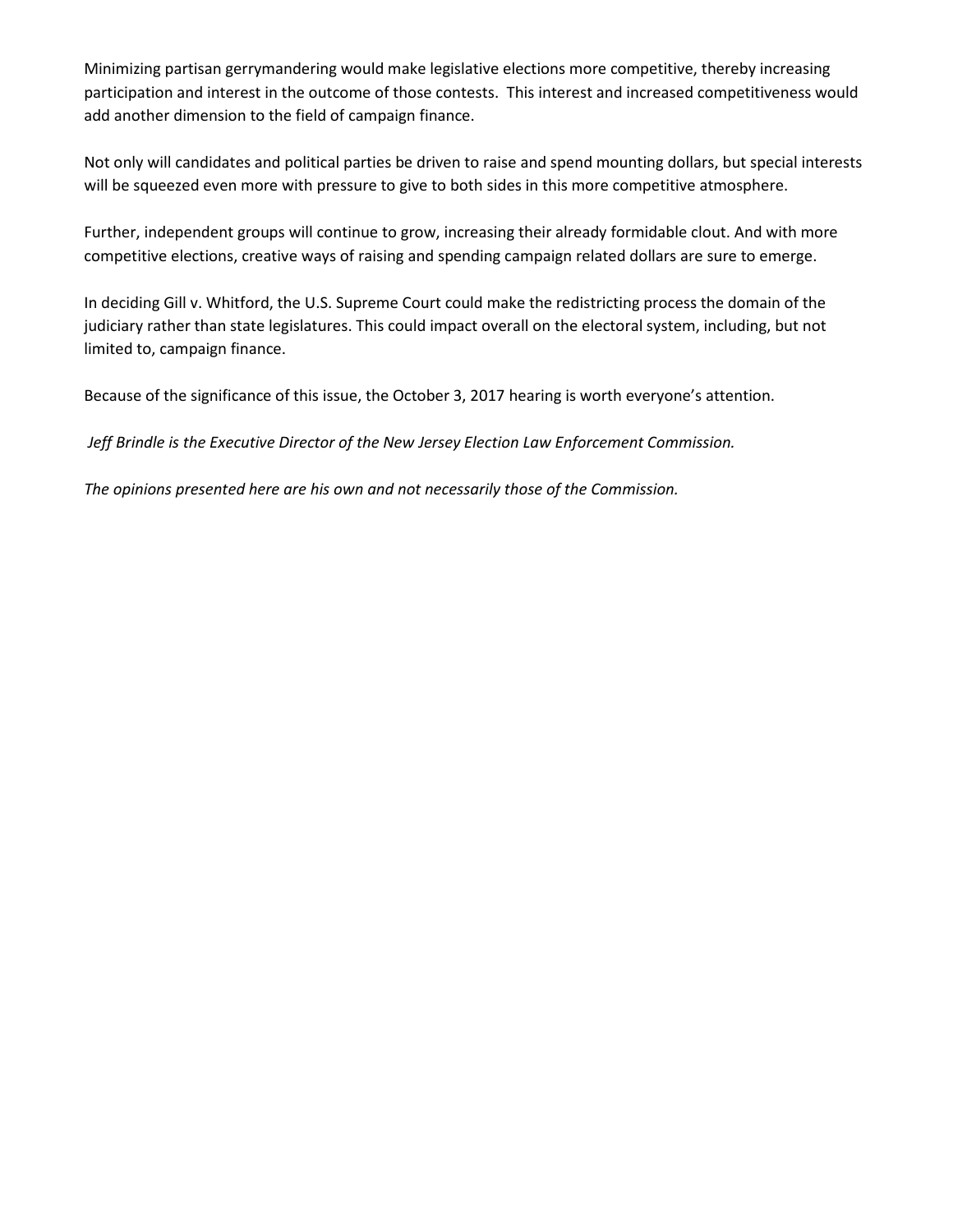Minimizing partisan gerrymandering would make legislative elections more competitive, thereby increasing participation and interest in the outcome of those contests. This interest and increased competitiveness would add another dimension to the field of campaign finance.

Not only will candidates and political parties be driven to raise and spend mounting dollars, but special interests will be squeezed even more with pressure to give to both sides in this more competitive atmosphere.

Further, independent groups will continue to grow, increasing their already formidable clout. And with more competitive elections, creative ways of raising and spending campaign related dollars are sure to emerge.

In deciding Gill v. Whitford, the U.S. Supreme Court could make the redistricting process the domain of the judiciary rather than state legislatures. This could impact overall on the electoral system, including, but not limited to, campaign finance.

Because of the significance of this issue, the October 3, 2017 hearing is worth everyone's attention.

*Jeff Brindle is the Executive Director of the New Jersey Election Law Enforcement Commission.*

*The opinions presented here are his own and not necessarily those of the Commission.*